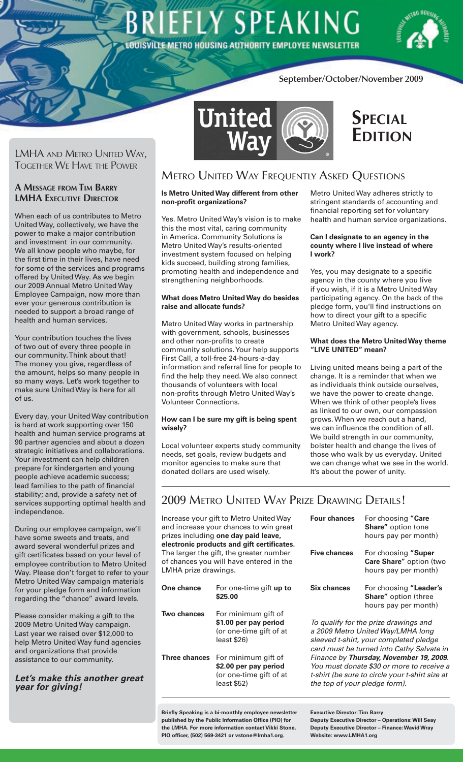# BRIEFLY SPEAKING

LOUISVILLE METRO HOUSING AUTHORITY EMPLOYEE NEWSLETTER

September/October/November 2009

## Special Edition

## LMHA and Metro United Way, Together We Have the Power

### A Message from Tim Barry LMHA Executive Director

When each of us contributes to Metro United Way, collectively, we have the power to make a major contribution and investment in our community. We all know people who maybe, for the first time in their lives, have need for some of the services and programs offered by United Way. As we begin our 2009 Annual Metro United Way Employee Campaign, now more than ever your generous contribution is needed to support a broad range of health and human services.

Your contribution touches the lives of two out of every three people in our community. Think about that! The money you give, regardless of the amount, helps so many people in so many ways. Let's work together to make sure United Way is here for all of us.

Every day, your United Way contribution is hard at work supporting over 150 health and human service programs at 90 partner agencies and about a dozen strategic initiatives and collaborations. Your investment can help children prepare for kindergarten and young people achieve academic success; lead families to the path of financial stability; and, provide a safety net of services supporting optimal health and independence.

During our employee campaign, we'll have some sweets and treats, and award several wonderful prizes and gift certificates based on your level of employee contribution to Metro United Way. Please don't forget to refer to your Metro United Way campaign materials for your pledge form and information regarding the "chance" award levels.

Please consider making a gift to the 2009 Metro United Way campaign. Last year we raised over $12,000 to help Metro United Way fund agencies and organizations that provide assistance to our community.

***Let's make this another great year for giving!***

## Metro United Way Frequently Asked Questions

**Is Metro United Way different from other non-profit organizations?**

Yes. Metro United Way's vision is to make this the most vital, caring community in America. Community Solutions is Metro United Way's results-oriented investment system focused on helping kids succeed, building strong families, promoting health and independence and strengthening neighborhoods.

**What does Metro United Way do besides raise and allocate funds?**

Metro United Way works in partnership with government, schools, businesses and other non-profits to create community solutions. Your help supports First Call, a toll-free 24-hours-a-day information and referral line for people to find the help they need. We also connect thousands of volunteers with local non-profits through Metro United Way's Volunteer Connections.

**How can I be sure my gift is being spent wisely?**

Local volunteer experts study community needs, set goals, review budgets and monitor agencies to make sure that donated dollars are used wisely.

Metro United Way adheres strictly to stringent standards of accounting and financial reporting set for voluntary health and human service organizations.

**Can I designate to an agency in the county where I live instead of where I work?**

Yes, you may designate to a specific agency in the county where you live if you wish, if it is a Metro United Way participating agency. On the back of the pledge form, you'll find instructions on how to direct your gift to a specific Metro United Way agency.

**What does the Metro United Way theme "LIVE UNITED" mean?**

Living united means being a part of the change. It is a reminder that when we as individuals think outside ourselves, we have the power to create change. When we think of other people's lives as linked to our own, our compassion grows. When we reach out a hand, we can influence the condition of all. We build strength in our community, bolster health and change the lives of those who walk by us everyday. United we can change what we see in the world. It's about the power of unity.

## 2009 Metro United Way Prize Drawing Details!

Increase your gift to Metro United Way and increase your chances to win great prizes including **one day paid leave, electronic products and gift certificates.** The larger the gift, the greater number of chances you will have entered in the LMHA prize drawings.

| | |
|---|---|
| **One chance** | For one-time gift **up to $25.00** |
| **Two chances** | For minimum gift of **$1.00 per pay period** (or one-time gift of at least $26) |
| **Three chances** | For minimum gift of **$2.00 per pay period** (or one-time gift of at least $52) |
| **Four chances** | For choosing **"Care Share"** option (one hours pay per month) |
| **Five chances** | For choosing **"Super Care Share"** option (two hours pay per month) |
| **Six chances** | For choosing **"Leader's Share"** option (three hours pay per month) |

*To qualify for the prize drawings and a 2009 Metro United Way/LMHA long sleeved t-shirt, your completed pledge card must be turned into Cathy Salvate in Finance by **Thursday, November 19, 2009**. You must donate $30 or more to receive a t-shirt (be sure to circle your t-shirt size at the top of your pledge form).*

**Briefly Speaking is a bi-monthly employee newsletter published by the Public Information Office (PIO) for the LMHA. For more information contact Vikki Stone, PIO officer, (502) 569-3421 or vstone@lmha1.org.**

**Executive Director: Tim Barry**
**Deputy Executive Director – Operations: Will Seay**
**Deputy Executive Director – Finance: Wavid Wray**
**Website: www.LMHA1.org**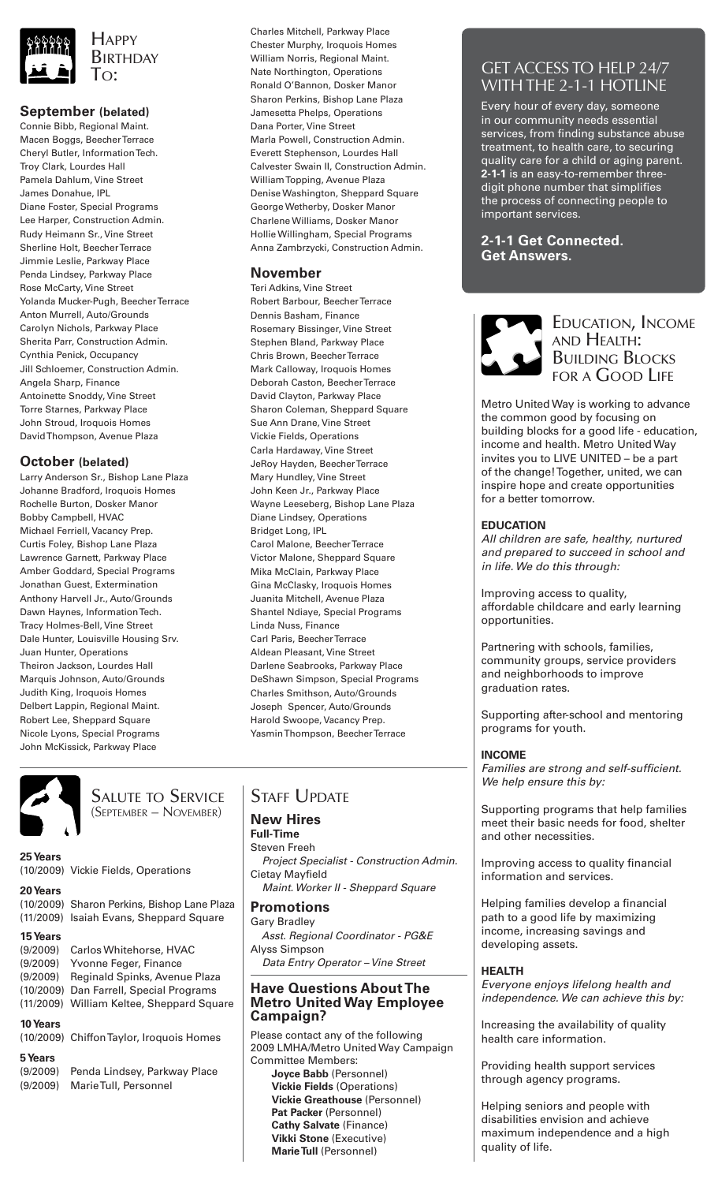## Happy Birthday To:

### September (belated)

Connie Bibb, Regional Maint.
Macen Boggs, Beecher Terrace
Cheryl Butler, Information Tech.
Troy Clark, Lourdes Hall
Pamela Dahlum, Vine Street
James Donahue, IPL
Diane Foster, Special Programs
Lee Harper, Construction Admin.
Rudy Heimann Sr., Vine Street
Sherline Holt, Beecher Terrace
Jimmie Leslie, Parkway Place
Penda Lindsey, Parkway Place
Rose McCarty, Vine Street
Yolanda Mucker-Pugh, Beecher Terrace
Anton Murrell, Auto/Grounds
Carolyn Nichols, Parkway Place
Sherita Parr, Construction Admin.
Cynthia Penick, Occupancy
Jill Schloemer, Construction Admin.
Angela Sharp, Finance
Antoinette Snoddy, Vine Street
Torre Starnes, Parkway Place
John Stroud, Iroquois Homes
David Thompson, Avenue Plaza

### October (belated)

Larry Anderson Sr., Bishop Lane Plaza
Johanne Bradford, Iroquois Homes
Rochelle Burton, Dosker Manor
Bobby Campbell, HVAC
Michael Ferriell, Vacancy Prep.
Curtis Foley, Bishop Lane Plaza
Lawrence Garnett, Parkway Place
Amber Goddard, Special Programs
Jonathan Guest, Extermination
Anthony Harvell Jr., Auto/Grounds
Dawn Haynes, Information Tech.
Tracy Holmes-Bell, Vine Street
Dale Hunter, Louisville Housing Srv.
Juan Hunter, Operations
Theiron Jackson, Lourdes Hall
Marquis Johnson, Auto/Grounds
Judith King, Iroquois Homes
Delbert Lappin, Regional Maint.
Robert Lee, Sheppard Square
Nicole Lyons, Special Programs
John McKissick, Parkway Place
Charles Mitchell, Parkway Place
Chester Murphy, Iroquois Homes
William Norris, Regional Maint.
Nate Northington, Operations
Ronald O'Bannon, Dosker Manor
Sharon Perkins, Bishop Lane Plaza
Jamesetta Phelps, Operations
Dana Porter, Vine Street
Marla Powell, Construction Admin.
Everett Stephenson, Lourdes Hall
Calvester Swain II, Construction Admin.
William Topping, Avenue Plaza
Denise Washington, Sheppard Square
George Wetherby, Dosker Manor
Charlene Williams, Dosker Manor
Hollie Willingham, Special Programs
Anna Zambrzycki, Construction Admin.

### November

Teri Adkins, Vine Street
Robert Barbour, Beecher Terrace
Dennis Basham, Finance
Rosemary Bissinger, Vine Street
Stephen Bland, Parkway Place
Chris Brown, Beecher Terrace
Mark Calloway, Iroquois Homes
Deborah Caston, Beecher Terrace
David Clayton, Parkway Place
Sharon Coleman, Sheppard Square
Sue Ann Drane, Vine Street
Vickie Fields, Operations
Carla Hardaway, Vine Street
JeRoy Hayden, Beecher Terrace
Mary Hundley, Vine Street
John Keen Jr., Parkway Place
Wayne Leeseberg, Bishop Lane Plaza
Diane Lindsey, Operations
Bridget Long, IPL
Carol Malone, Beecher Terrace
Victor Malone, Sheppard Square
Mika McClain, Parkway Place
Gina McClasky, Iroquois Homes
Juanita Mitchell, Avenue Plaza
Shantel Ndiaye, Special Programs
Linda Nuss, Finance
Carl Paris, Beecher Terrace
Aldean Pleasant, Vine Street
Darlene Seabrooks, Parkway Place
DeShawn Simpson, Special Programs
Charles Smithson, Auto/Grounds
Joseph Spencer, Auto/Grounds
Harold Swoope, Vacancy Prep.
Yasmin Thompson, Beecher Terrace

## Salute to Service (September – November)

**25 Years**
(10/2009) Vickie Fields, Operations

**20 Years**
(10/2009) Sharon Perkins, Bishop Lane Plaza
(11/2009) Isaiah Evans, Sheppard Square

**15 Years**
(9/2009) Carlos Whitehorse, HVAC
(9/2009) Yvonne Feger, Finance
(9/2009) Reginald Spinks, Avenue Plaza
(10/2009) Dan Farrell, Special Programs
(11/2009) William Keltee, Sheppard Square

**10 Years**
(10/2009) Chiffon Taylor, Iroquois Homes

**5 Years**
(9/2009) Penda Lindsey, Parkway Place
(9/2009) Marie Tull, Personnel

## Staff Update

### New Hires

**Full-Time**

Steven Freeh
*Project Specialist - Construction Admin.*

Cietay Mayfield
*Maint. Worker II - Sheppard Square*

### Promotions

Gary Bradley
*Asst. Regional Coordinator - PG&E*

Alyss Simpson
*Data Entry Operator – Vine Street*

### Have Questions About The Metro United Way Employee Campaign?

Please contact any of the following 2009 LMHA/Metro United Way Campaign Committee Members:

**Joyce Babb** (Personnel)
**Vickie Fields** (Operations)
**Vickie Greathouse** (Personnel)
**Pat Packer** (Personnel)
**Cathy Salvate** (Finance)
**Vikki Stone** (Executive)
**Marie Tull** (Personnel)

## Get Access to Help 24/7 with the 2-1-1 Hotline

Every hour of every day, someone in our community needs essential services, from finding substance abuse treatment, to health care, to securing quality care for a child or aging parent. **2-1-1** is an easy-to-remember three-digit phone number that simplifies the process of connecting people to important services.

**2-1-1 Get Connected. Get Answers.**

## Education, Income and Health: Building Blocks for a Good Life

Metro United Way is working to advance the common good by focusing on building blocks for a good life - education, income and health. Metro United Way invites you to LIVE UNITED – be a part of the change! Together, united, we can inspire hope and create opportunities for a better tomorrow.

**EDUCATION**

*All children are safe, healthy, nurtured and prepared to succeed in school and in life. We do this through:*

Improving access to quality, affordable childcare and early learning opportunities.

Partnering with schools, families, community groups, service providers and neighborhoods to improve graduation rates.

Supporting after-school and mentoring programs for youth.

**INCOME**

*Families are strong and self-sufficient. We help ensure this by:*

Supporting programs that help families meet their basic needs for food, shelter and other necessities.

Improving access to quality financial information and services.

Helping families develop a financial path to a good life by maximizing income, increasing savings and developing assets.

**HEALTH**

*Everyone enjoys lifelong health and independence. We can achieve this by:*

Increasing the availability of quality health care information.

Providing health support services through agency programs.

Helping seniors and people with disabilities envision and achieve maximum independence and a high quality of life.